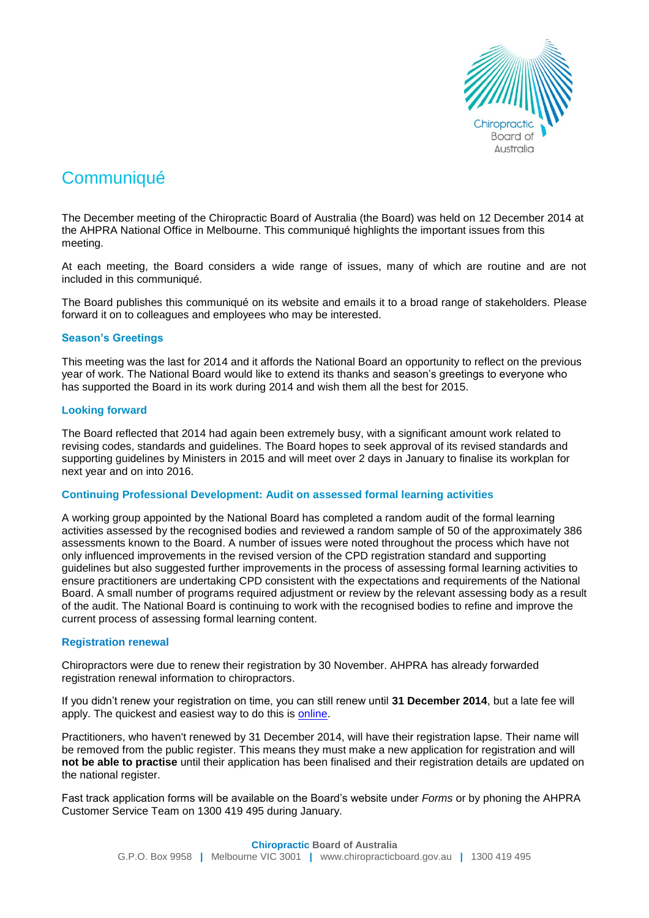# Communiqué

The December meeting of the Chiropractic Board of Australia (the Board) was held on 12 December 2014 at the AHPRA National Office in Melbourne. This communiqué highlights the important issues from this meeting.

At each meeting, the Board considers a wide range of issues, many of which are routine and are not included in this communiqué.

The Board publishes this communiqué on its website and emails it to a broad range of stakeholders. Please forward it on to colleagues and employees who may be interested.

### Season's Greetings

This meeting was the last for 2014 and it affords the National Board an opportunity to reflect on the previous year of work. The National Board would like to extend its thanks and season's greetings to everyone who has supported the Board in its work during 2014 and wish them all the best for 2015.

### Looking forward

The Board reflected that 2014 had again been extremely busy, with a significant amount work related to revising codes, standards and guidelines. The Board hopes to seek approval of its revised standards and supporting guidelines by Ministers in 2015 and will meet over 2 days in January to finalise its workplan for next year and on into 2016.

### Continuing Professional Development: Audit on assessed formal learning activities

A working group appointed by the National Board has completed a random audit of the formal learning activities assessed by the recognised bodies and reviewed a random sample of 50 of the approximately 386 assessments known to the Board. A number of issues were noted throughout the process which have not only influenced improvements in the revised version of the CPD registration standard and supporting guidelines but also suggested further improvements in the process of assessing formal learning activities to ensure practitioners are undertaking CPD consistent with the expectations and requirements of the National Board. A small number of programs required adjustment or review by the relevant assessing body as a result of the audit. The National Board is continuing to work with the recognised bodies to refine and improve the current process of assessing formal learning content.

### Registration renewal

Chiropractors were due to renew their registration by 30 November. AHPRA has already forwarded registration renewal information to chiropractors.

If you didn't renew your registration on time, you can still renew until **31 December 2014**, but a late fee will apply. The quickest and easiest way to do this is online.

Practitioners, who haven't renewed by 31 December 2014, will have their registration lapse. Their name will be removed from the public register. This means they must make a new application for registration and will **not be able to practise** until their application has been finalised and their registration details are updated on the national register.

Fast track application forms will be available on the Board's website under *Forms* or by phoning the AHPRA Customer Service Team on 1300 419 495 during January.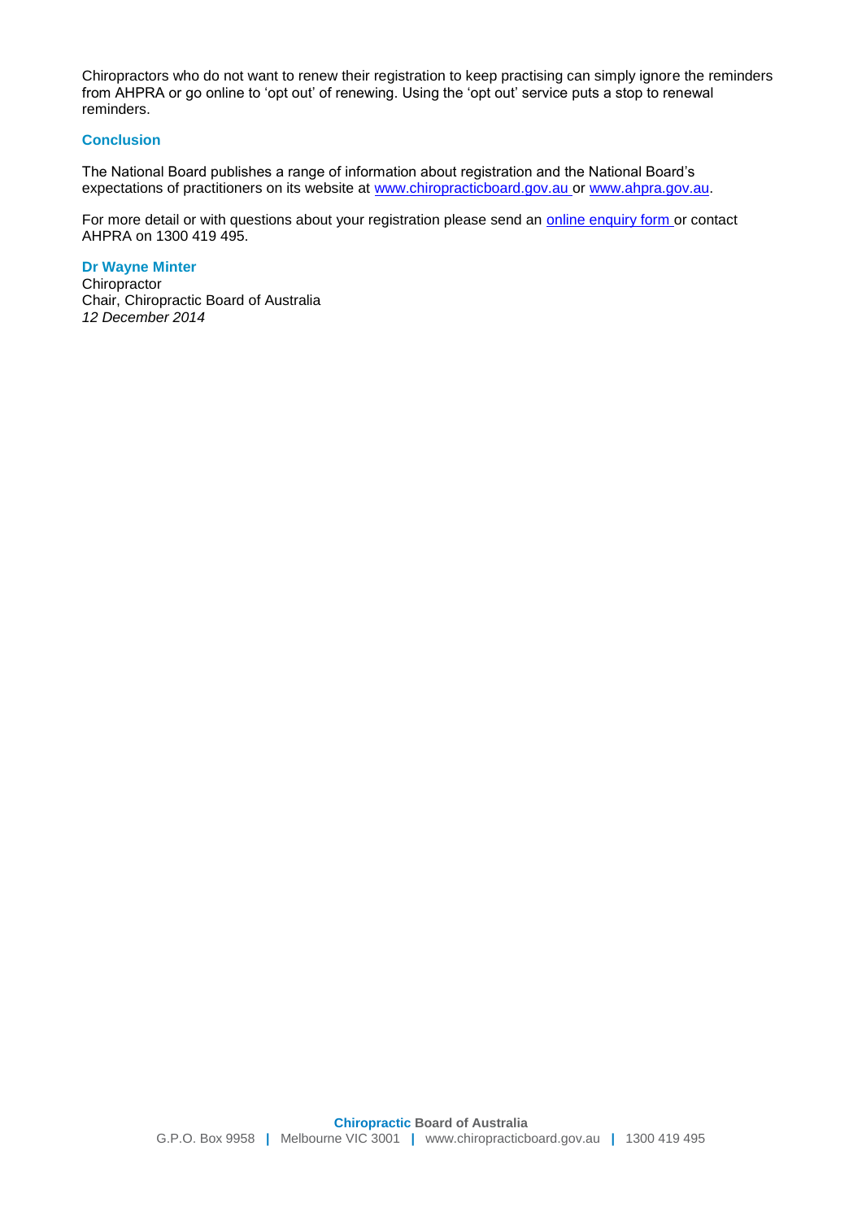Chiropractors who do not want to renew their registration to keep practising can simply ignore the reminders from AHPRA or go online to 'opt out' of renewing. Using the 'opt out' service puts a stop to renewal reminders.

## Conclusion

The National Board publishes a range of information about registration and the National Board's expectations of practitioners on its website at [www.chiropracticboard.gov.au](http://www.chiropracticboard.gov.au) or [www.ahpra.gov.au](http://www.ahpra.gov.au).

For more detail or with questions about your registration please send an [online enquiry form](#) or contact AHPRA on 1300 419 495.

**Dr Wayne Minter**
Chiropractor
Chair, Chiropractic Board of Australia
*12 December 2014*